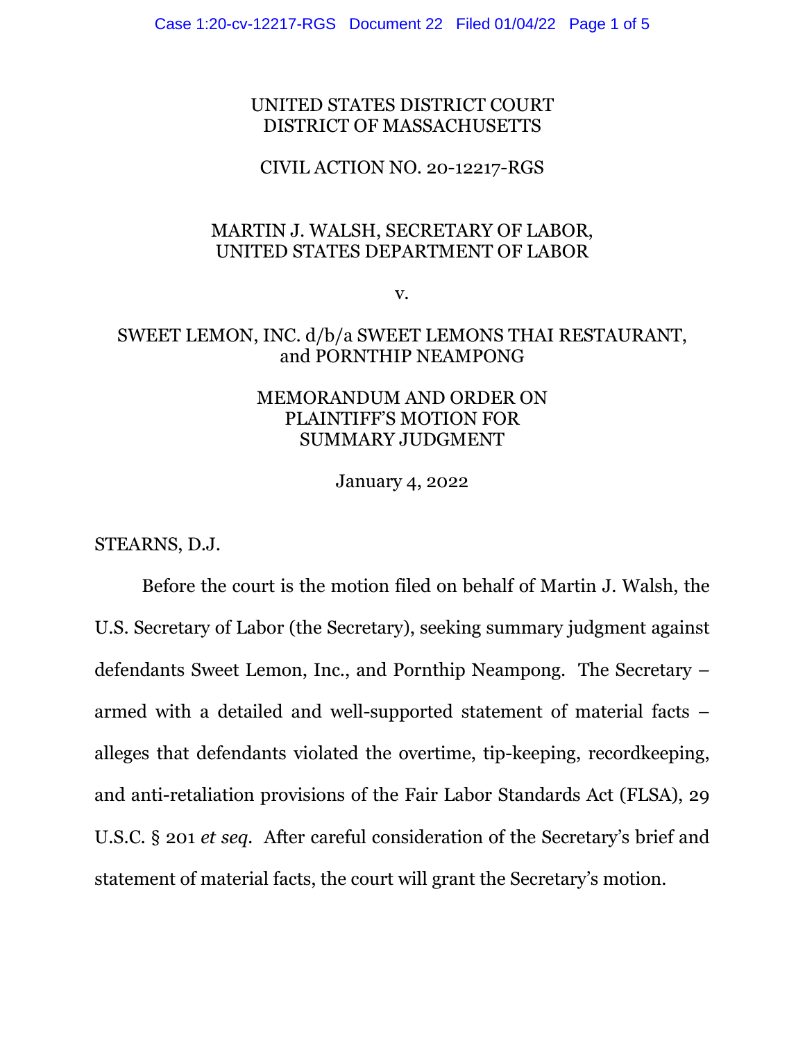UNITED STATES DISTRICT COURT
DISTRICT OF MASSACHUSETTS

CIVIL ACTION NO. 20-12217-RGS

MARTIN J. WALSH, SECRETARY OF LABOR,
UNITED STATES DEPARTMENT OF LABOR

v.

SWEET LEMON, INC. d/b/a SWEET LEMONS THAI RESTAURANT,
and PORNTHIP NEAMPONG

MEMORANDUM AND ORDER ON
PLAINTIFF'S MOTION FOR
SUMMARY JUDGMENT

January 4, 2022

STEARNS, D.J.

Before the court is the motion filed on behalf of Martin J. Walsh, the U.S. Secretary of Labor (the Secretary), seeking summary judgment against defendants Sweet Lemon, Inc., and Pornthip Neampong. The Secretary – armed with a detailed and well-supported statement of material facts – alleges that defendants violated the overtime, tip-keeping, recordkeeping, and anti-retaliation provisions of the Fair Labor Standards Act (FLSA), 29 U.S.C. § 201 *et seq*. After careful consideration of the Secretary's brief and statement of material facts, the court will grant the Secretary's motion.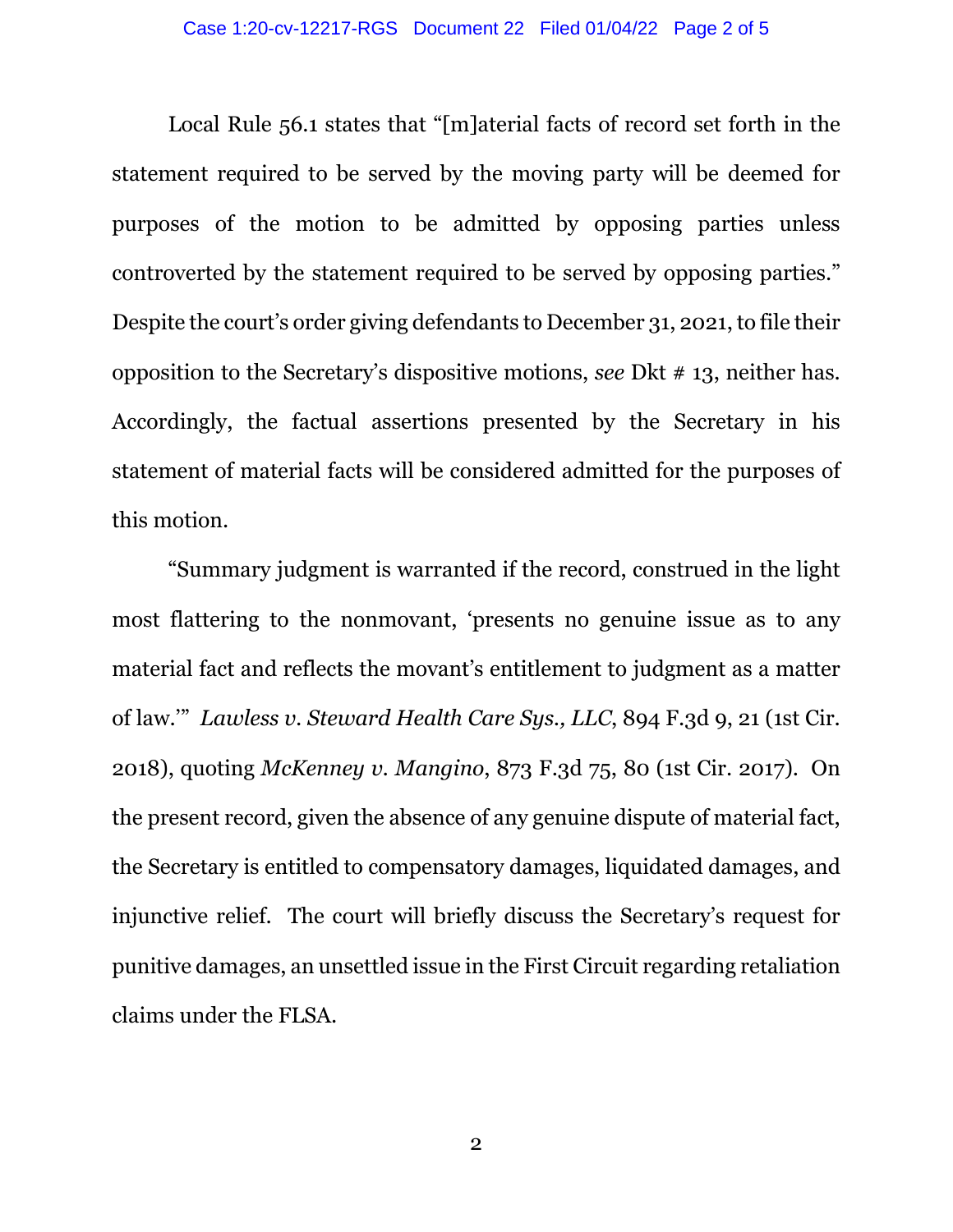Local Rule 56.1 states that "[m]aterial facts of record set forth in the statement required to be served by the moving party will be deemed for purposes of the motion to be admitted by opposing parties unless controverted by the statement required to be served by opposing parties." Despite the court's order giving defendants to December 31, 2021, to file their opposition to the Secretary's dispositive motions, *see* Dkt # 13, neither has. Accordingly, the factual assertions presented by the Secretary in his statement of material facts will be considered admitted for the purposes of this motion.

"Summary judgment is warranted if the record, construed in the light most flattering to the nonmovant, 'presents no genuine issue as to any material fact and reflects the movant's entitlement to judgment as a matter of law.'" *Lawless v. Steward Health Care Sys., LLC*, 894 F.3d 9, 21 (1st Cir. 2018), quoting *McKenney v. Mangino*, 873 F.3d 75, 80 (1st Cir. 2017). On the present record, given the absence of any genuine dispute of material fact, the Secretary is entitled to compensatory damages, liquidated damages, and injunctive relief. The court will briefly discuss the Secretary's request for punitive damages, an unsettled issue in the First Circuit regarding retaliation claims under the FLSA.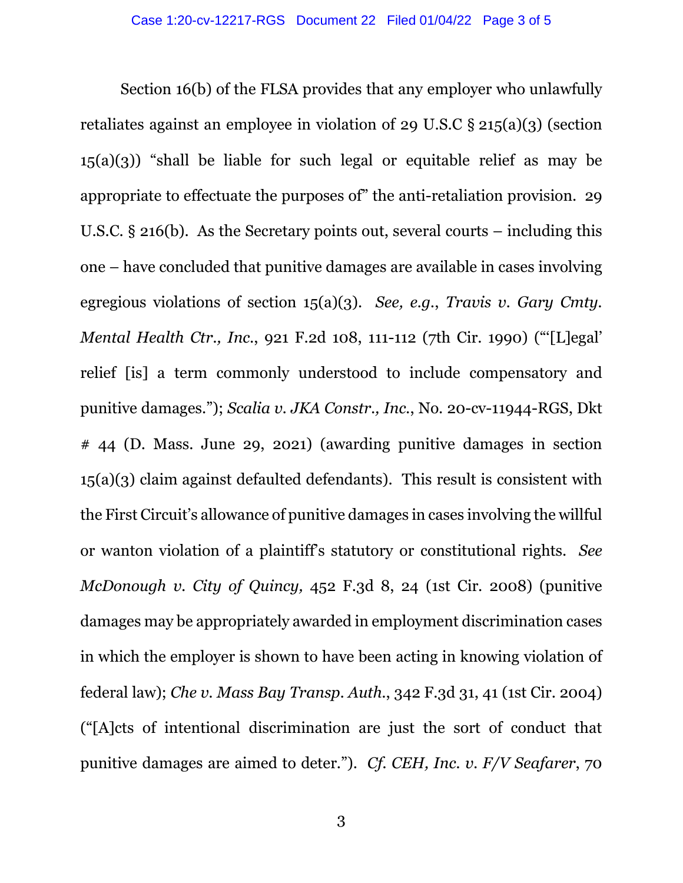Section 16(b) of the FLSA provides that any employer who unlawfully retaliates against an employee in violation of 29 U.S.C § 215(a)(3) (section 15(a)(3)) "shall be liable for such legal or equitable relief as may be appropriate to effectuate the purposes of" the anti-retaliation provision. 29 U.S.C. § 216(b). As the Secretary points out, several courts – including this one – have concluded that punitive damages are available in cases involving egregious violations of section 15(a)(3). *See, e.g.*, *Travis v. Gary Cmty. Mental Health Ctr., Inc.*, 921 F.2d 108, 111-112 (7th Cir. 1990) ("'[L]egal' relief [is] a term commonly understood to include compensatory and punitive damages."); *Scalia v. JKA Constr., Inc.*, No. 20-cv-11944-RGS, Dkt # 44 (D. Mass. June 29, 2021) (awarding punitive damages in section 15(a)(3) claim against defaulted defendants). This result is consistent with the First Circuit's allowance of punitive damages in cases involving the willful or wanton violation of a plaintiff's statutory or constitutional rights. *See McDonough v. City of Quincy,* 452 F.3d 8, 24 (1st Cir. 2008) (punitive damages may be appropriately awarded in employment discrimination cases in which the employer is shown to have been acting in knowing violation of federal law); *Che v. Mass Bay Transp. Auth.*, 342 F.3d 31, 41 (1st Cir. 2004) ("[A]cts of intentional discrimination are just the sort of conduct that punitive damages are aimed to deter."). *Cf. CEH, Inc. v. F/V Seafarer*, 70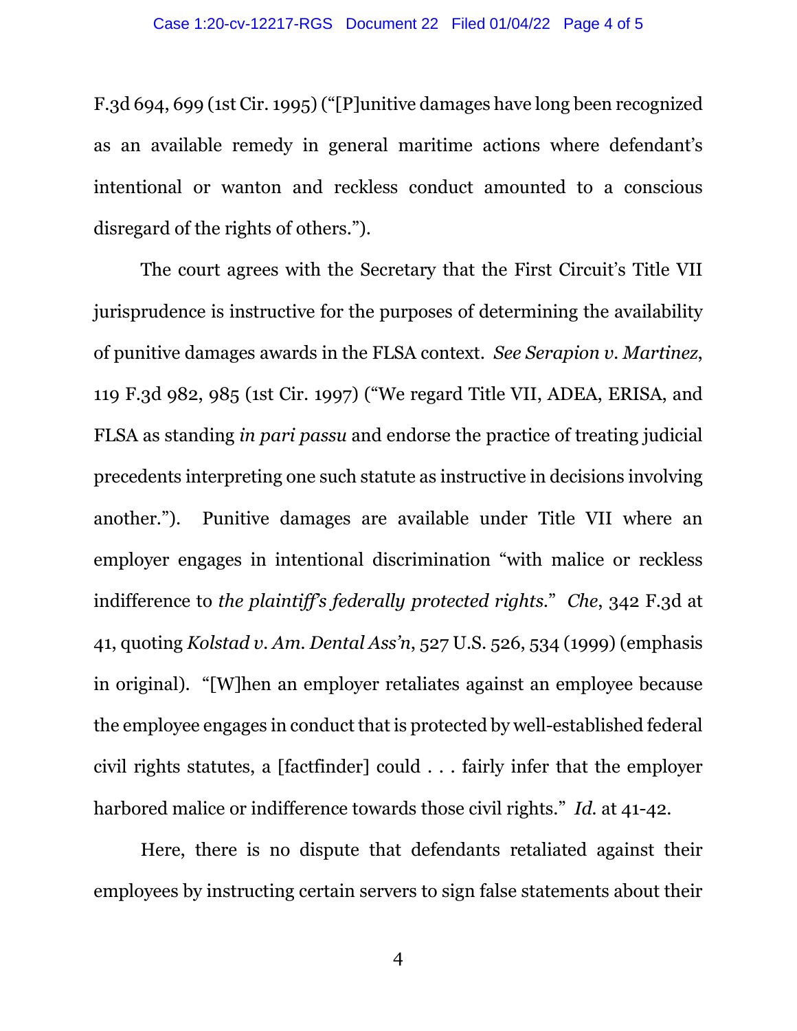F.3d 694, 699 (1st Cir. 1995) ("[P]unitive damages have long been recognized as an available remedy in general maritime actions where defendant's intentional or wanton and reckless conduct amounted to a conscious disregard of the rights of others.").

The court agrees with the Secretary that the First Circuit's Title VII jurisprudence is instructive for the purposes of determining the availability of punitive damages awards in the FLSA context. *See Serapion v. Martinez*, 119 F.3d 982, 985 (1st Cir. 1997) ("We regard Title VII, ADEA, ERISA, and FLSA as standing *in pari passu* and endorse the practice of treating judicial precedents interpreting one such statute as instructive in decisions involving another."). Punitive damages are available under Title VII where an employer engages in intentional discrimination "with malice or reckless indifference to *the plaintiff's federally protected rights*." *Che*, 342 F.3d at 41, quoting *Kolstad v. Am. Dental Ass'n*, 527 U.S. 526, 534 (1999) (emphasis in original). "[W]hen an employer retaliates against an employee because the employee engages in conduct that is protected by well-established federal civil rights statutes, a [factfinder] could . . . fairly infer that the employer harbored malice or indifference towards those civil rights." *Id.* at 41-42.

Here, there is no dispute that defendants retaliated against their employees by instructing certain servers to sign false statements about their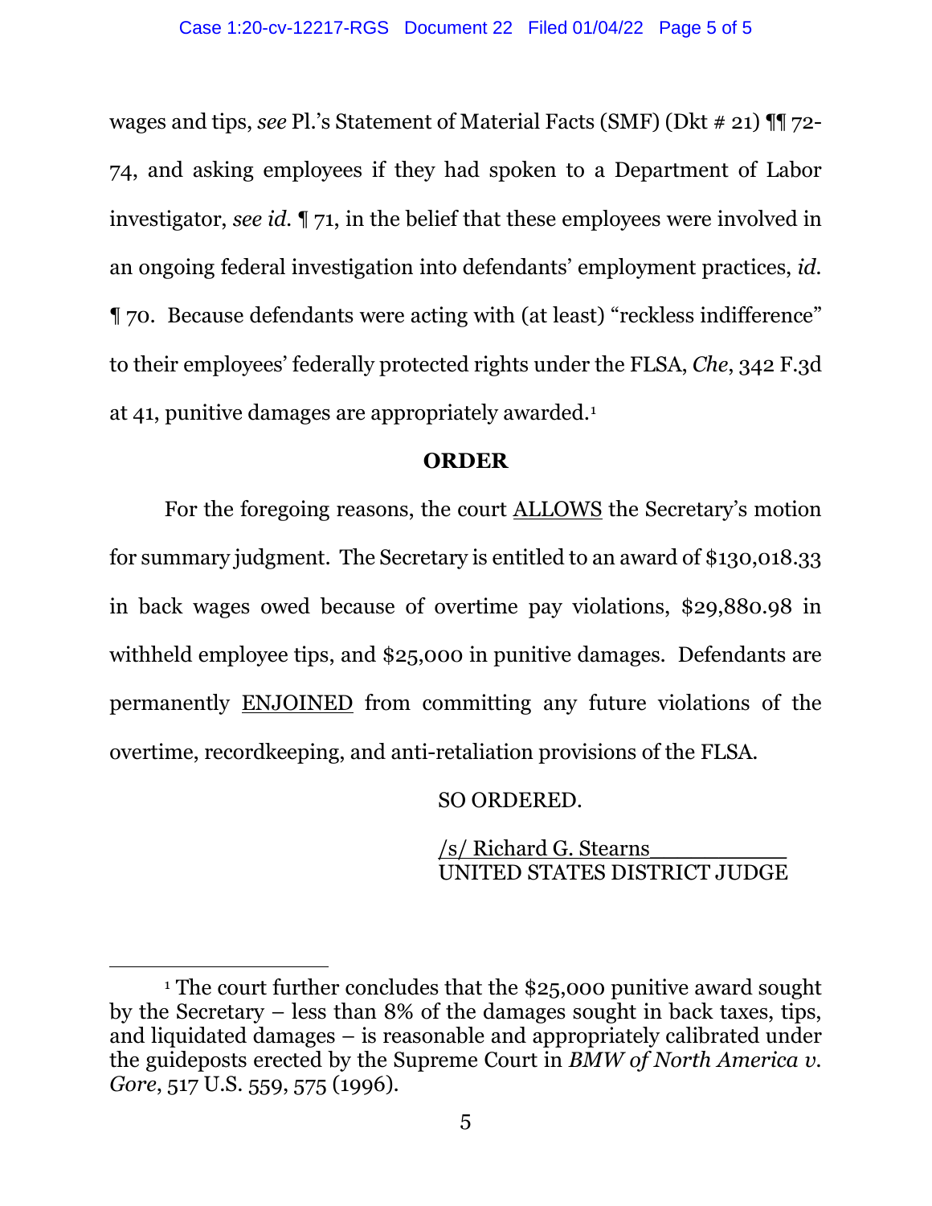wages and tips, *see* Pl.'s Statement of Material Facts (SMF) (Dkt # 21) ¶¶ 72-74, and asking employees if they had spoken to a Department of Labor investigator, *see id.* ¶ 71, in the belief that these employees were involved in an ongoing federal investigation into defendants' employment practices, *id.* ¶ 70. Because defendants were acting with (at least) "reckless indifference" to their employees' federally protected rights under the FLSA, *Che*, 342 F.3d at 41, punitive damages are appropriately awarded.[1]

## ORDER

For the foregoing reasons, the court ALLOWS the Secretary's motion for summary judgment. The Secretary is entitled to an award of $130,018.33 in back wages owed because of overtime pay violations, $29,880.98 in withheld employee tips, and $25,000 in punitive damages. Defendants are permanently ENJOINED from committing any future violations of the overtime, recordkeeping, and anti-retaliation provisions of the FLSA.

SO ORDERED.

/s/ Richard G. Stearns
UNITED STATES DISTRICT JUDGE

---

[1] The court further concludes that the $25,000 punitive award sought by the Secretary – less than 8% of the damages sought in back taxes, tips, and liquidated damages – is reasonable and appropriately calibrated under the guideposts erected by the Supreme Court in *BMW of North America v. Gore*, 517 U.S. 559, 575 (1996).